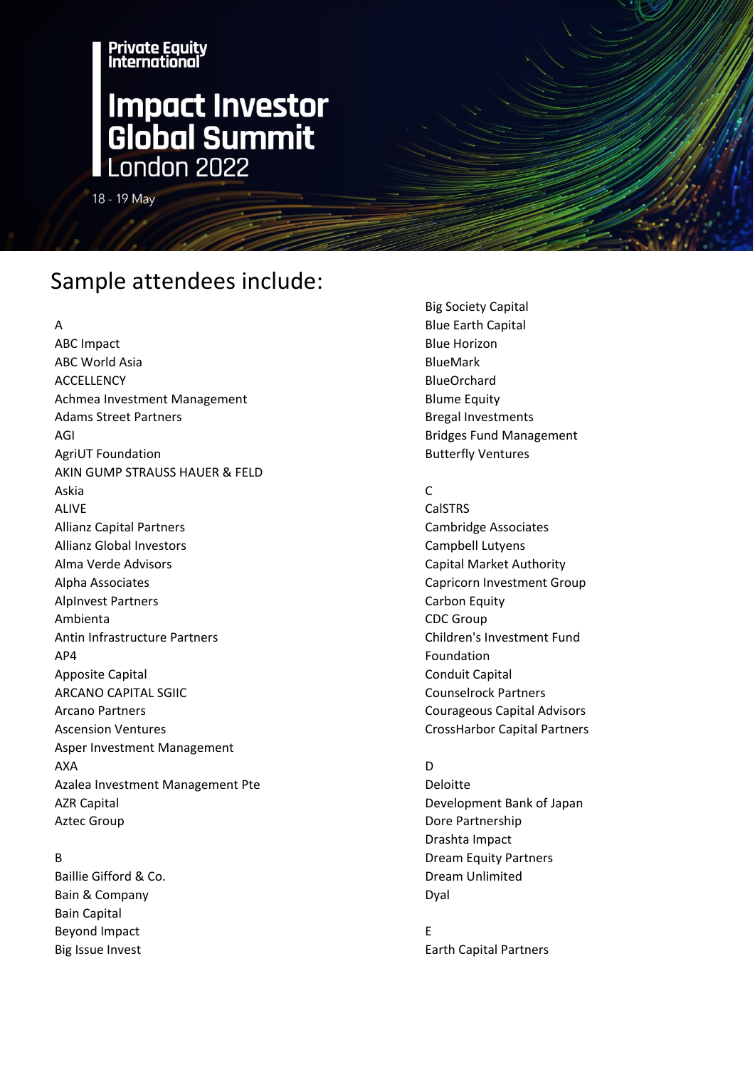Private Equity International

# Impact Investor Global Summit London 2022

18 - 19 May

## Sample attendees include:

A
ABC Impact
ABC World Asia
ACCELLENCY
Achmea Investment Management
Adams Street Partners
AGI
AgriUT Foundation
AKIN GUMP STRAUSS HAUER & FELD
Askia
ALIVE
Allianz Capital Partners
Allianz Global Investors
Alma Verde Advisors
Alpha Associates
AlpInvest Partners
Ambienta
Antin Infrastructure Partners
AP4
Apposite Capital
ARCANO CAPITAL SGIIC
Arcano Partners
Ascension Ventures
Asper Investment Management
AXA
Azalea Investment Management Pte
AZR Capital
Aztec Group

B
Baillie Gifford & Co.
Bain & Company
Bain Capital
Beyond Impact
Big Issue Invest
Big Society Capital
Blue Earth Capital
Blue Horizon
BlueMark
BlueOrchard
Blume Equity
Bregal Investments
Bridges Fund Management
Butterfly Ventures

C
CalSTRS
Cambridge Associates
Campbell Lutyens
Capital Market Authority
Capricorn Investment Group
Carbon Equity
CDC Group
Children's Investment Fund Foundation
Conduit Capital
Counselrock Partners
Courageous Capital Advisors
CrossHarbor Capital Partners

D
Deloitte
Development Bank of Japan
Dore Partnership
Drashta Impact
Dream Equity Partners
Dream Unlimited
Dyal

E
Earth Capital Partners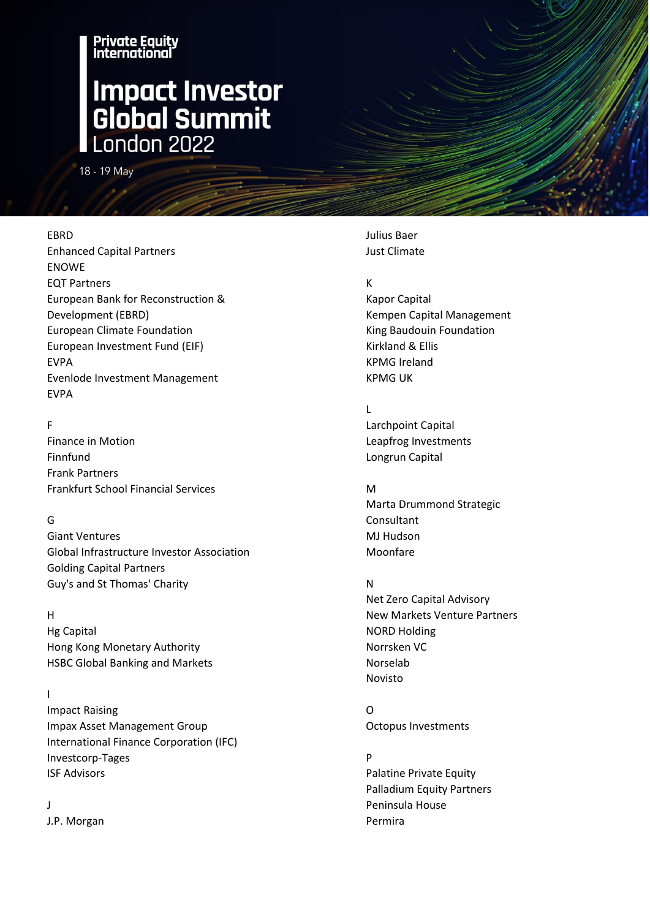# Private Equity International

# Impact Investor Global Summit London 2022

18 - 19 May

EBRD
Enhanced Capital Partners
ENOWE
EQT Partners
European Bank for Reconstruction & Development (EBRD)
European Climate Foundation
European Investment Fund (EIF)
EVPA
Evenlode Investment Management
EVPA

F
Finance in Motion
Finnfund
Frank Partners
Frankfurt School Financial Services

G
Giant Ventures
Global Infrastructure Investor Association
Golding Capital Partners
Guy's and St Thomas' Charity

H
Hg Capital
Hong Kong Monetary Authority
HSBC Global Banking and Markets

I
Impact Raising
Impax Asset Management Group
International Finance Corporation (IFC)
Investcorp-Tages
ISF Advisors

J
J.P. Morgan
Julius Baer
Just Climate

K
Kapor Capital
Kempen Capital Management
King Baudouin Foundation
Kirkland & Ellis
KPMG Ireland
KPMG UK

L
Larchpoint Capital
Leapfrog Investments
Longrun Capital

M
Marta Drummond Strategic Consultant
MJ Hudson
Moonfare

N
Net Zero Capital Advisory
New Markets Venture Partners
NORD Holding
Norrsken VC
Norselab
Novisto

O
Octopus Investments

P
Palatine Private Equity
Palladium Equity Partners
Peninsula House
Permira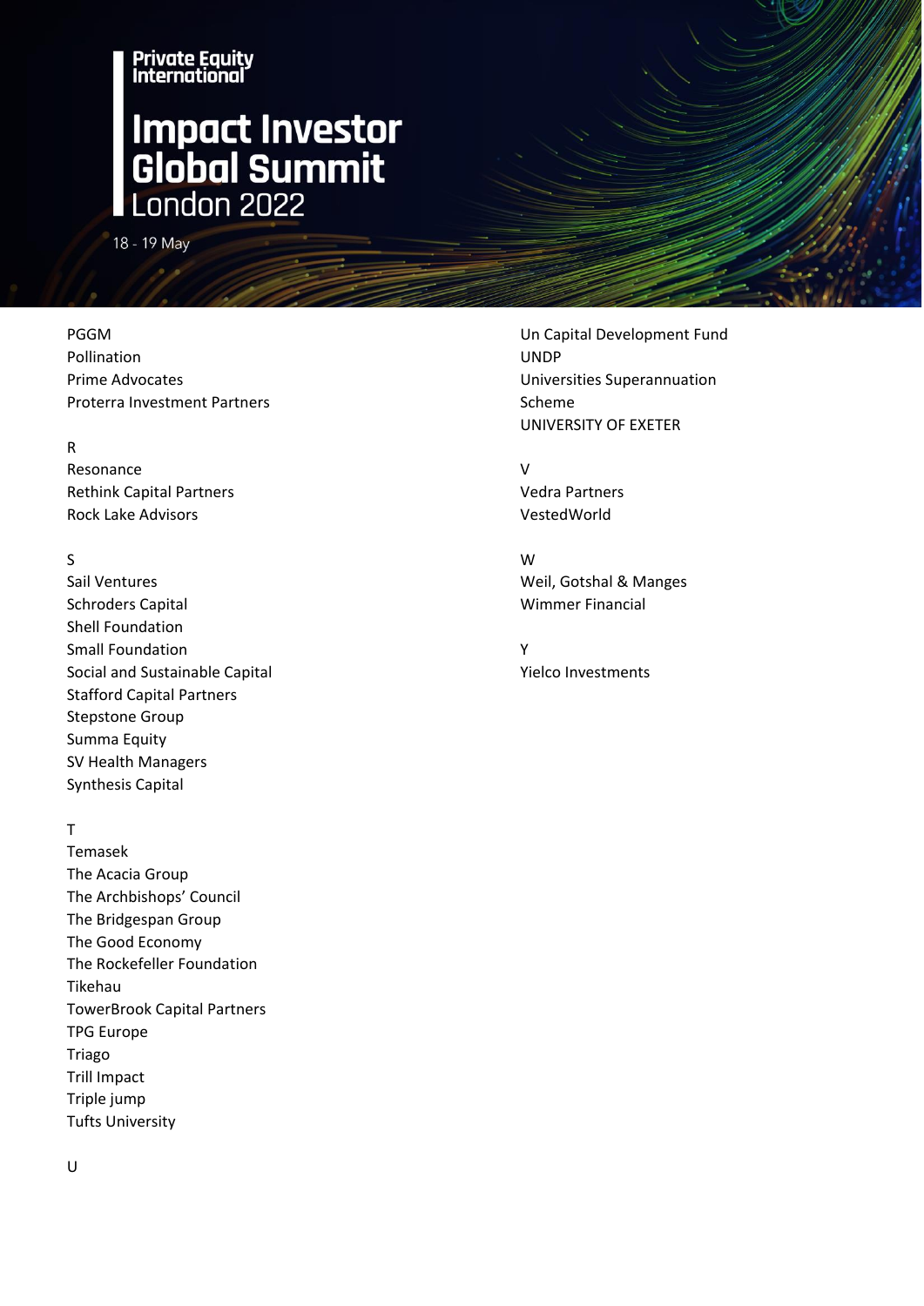Private Equity International

# Impact Investor Global Summit London 2022

18 - 19 May

PGGM
Pollination
Prime Advocates
Proterra Investment Partners

R
Resonance
Rethink Capital Partners
Rock Lake Advisors

S
Sail Ventures
Schroders Capital
Shell Foundation
Small Foundation
Social and Sustainable Capital
Stafford Capital Partners
Stepstone Group
Summa Equity
SV Health Managers
Synthesis Capital

T
Temasek
The Acacia Group
The Archbishops' Council
The Bridgespan Group
The Good Economy
The Rockefeller Foundation
Tikehau
TowerBrook Capital Partners
TPG Europe
Triago
Trill Impact
Triple jump
Tufts University

U
Un Capital Development Fund
UNDP
Universities Superannuation Scheme
UNIVERSITY OF EXETER

V
Vedra Partners
VestedWorld

W
Weil, Gotshal & Manges
Wimmer Financial

Y
Yielco Investments